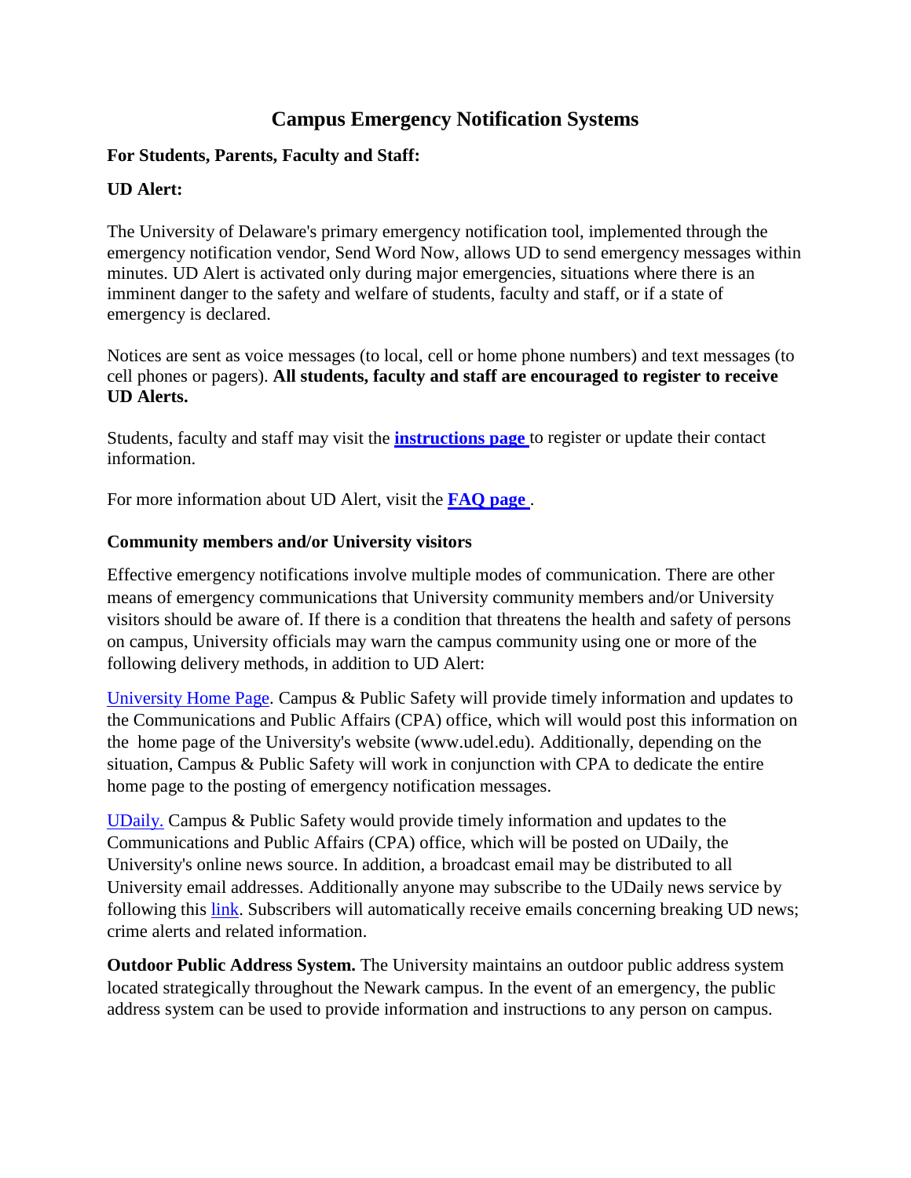# Campus Emergency Notification Systems

**For Students, Parents, Faculty and Staff:**

**UD Alert:**

The University of Delaware's primary emergency notification tool, implemented through the emergency notification vendor, Send Word Now, allows UD to send emergency messages within minutes. UD Alert is activated only during major emergencies, situations where there is an imminent danger to the safety and welfare of students, faculty and staff, or if a state of emergency is declared.

Notices are sent as voice messages (to local, cell or home phone numbers) and text messages (to cell phones or pagers). **All students, faculty and staff are encouraged to register to receive UD Alerts.**

Students, faculty and staff may visit the **instructions page** to register or update their contact information.

For more information about UD Alert, visit the **FAQ page** .

**Community members and/or University visitors**

Effective emergency notifications involve multiple modes of communication. There are other means of emergency communications that University community members and/or University visitors should be aware of. If there is a condition that threatens the health and safety of persons on campus, University officials may warn the campus community using one or more of the following delivery methods, in addition to UD Alert:

University Home Page. Campus & Public Safety will provide timely information and updates to the Communications and Public Affairs (CPA) office, which will would post this information on the home page of the University's website (www.udel.edu). Additionally, depending on the situation, Campus & Public Safety will work in conjunction with CPA to dedicate the entire home page to the posting of emergency notification messages.

UDaily. Campus & Public Safety would provide timely information and updates to the Communications and Public Affairs (CPA) office, which will be posted on UDaily, the University's online news source. In addition, a broadcast email may be distributed to all University email addresses. Additionally anyone may subscribe to the UDaily news service by following this link. Subscribers will automatically receive emails concerning breaking UD news; crime alerts and related information.

**Outdoor Public Address System.** The University maintains an outdoor public address system located strategically throughout the Newark campus. In the event of an emergency, the public address system can be used to provide information and instructions to any person on campus.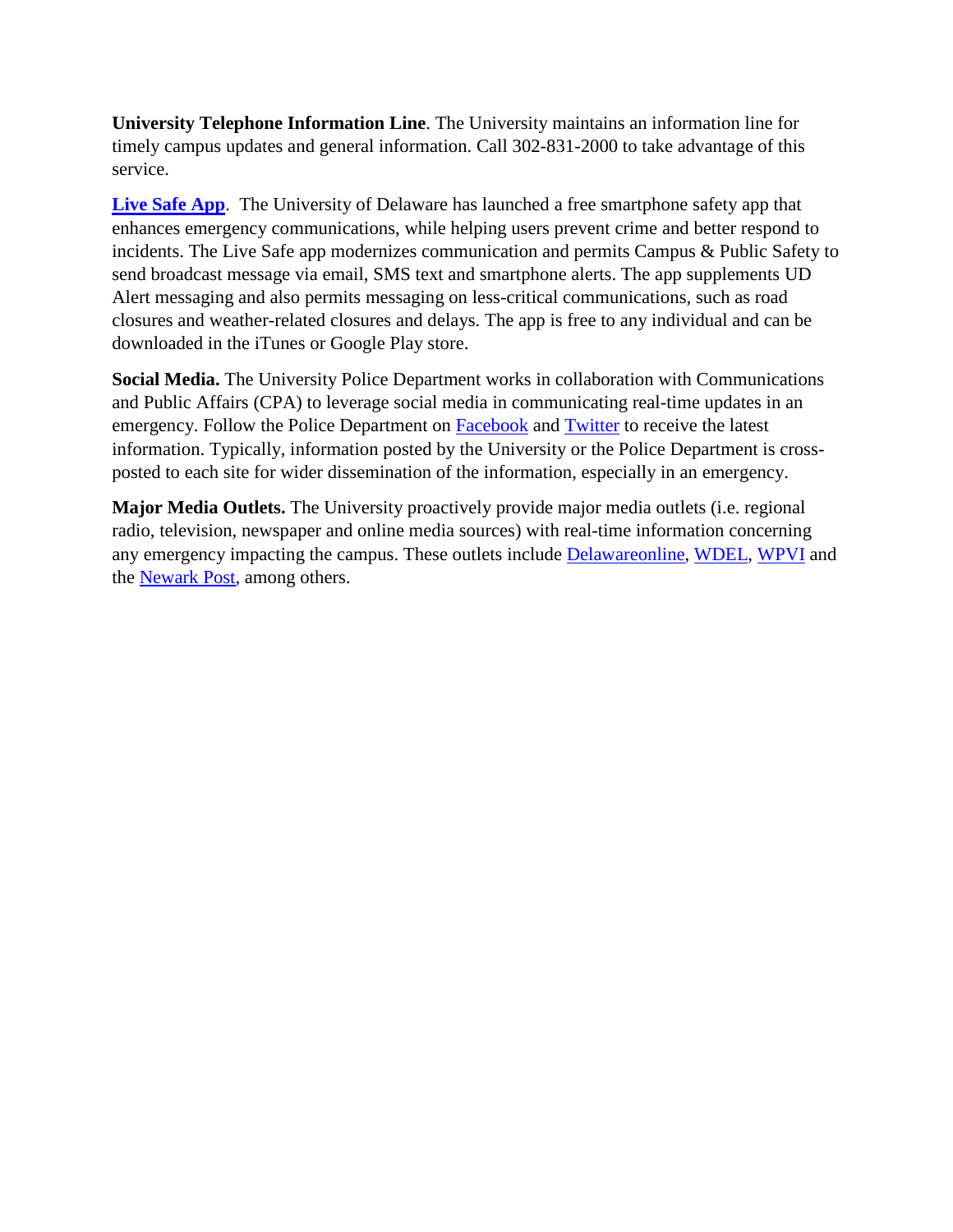**University Telephone Information Line**. The University maintains an information line for timely campus updates and general information. Call 302-831-2000 to take advantage of this service.

**Live Safe App**. The University of Delaware has launched a free smartphone safety app that enhances emergency communications, while helping users prevent crime and better respond to incidents. The Live Safe app modernizes communication and permits Campus & Public Safety to send broadcast message via email, SMS text and smartphone alerts. The app supplements UD Alert messaging and also permits messaging on less-critical communications, such as road closures and weather-related closures and delays. The app is free to any individual and can be downloaded in the iTunes or Google Play store.

**Social Media.** The University Police Department works in collaboration with Communications and Public Affairs (CPA) to leverage social media in communicating real-time updates in an emergency. Follow the Police Department on Facebook and Twitter to receive the latest information. Typically, information posted by the University or the Police Department is cross-posted to each site for wider dissemination of the information, especially in an emergency.

**Major Media Outlets.** The University proactively provide major media outlets (i.e. regional radio, television, newspaper and online media sources) with real-time information concerning any emergency impacting the campus. These outlets include Delawareonline, WDEL, WPVI and the Newark Post, among others.